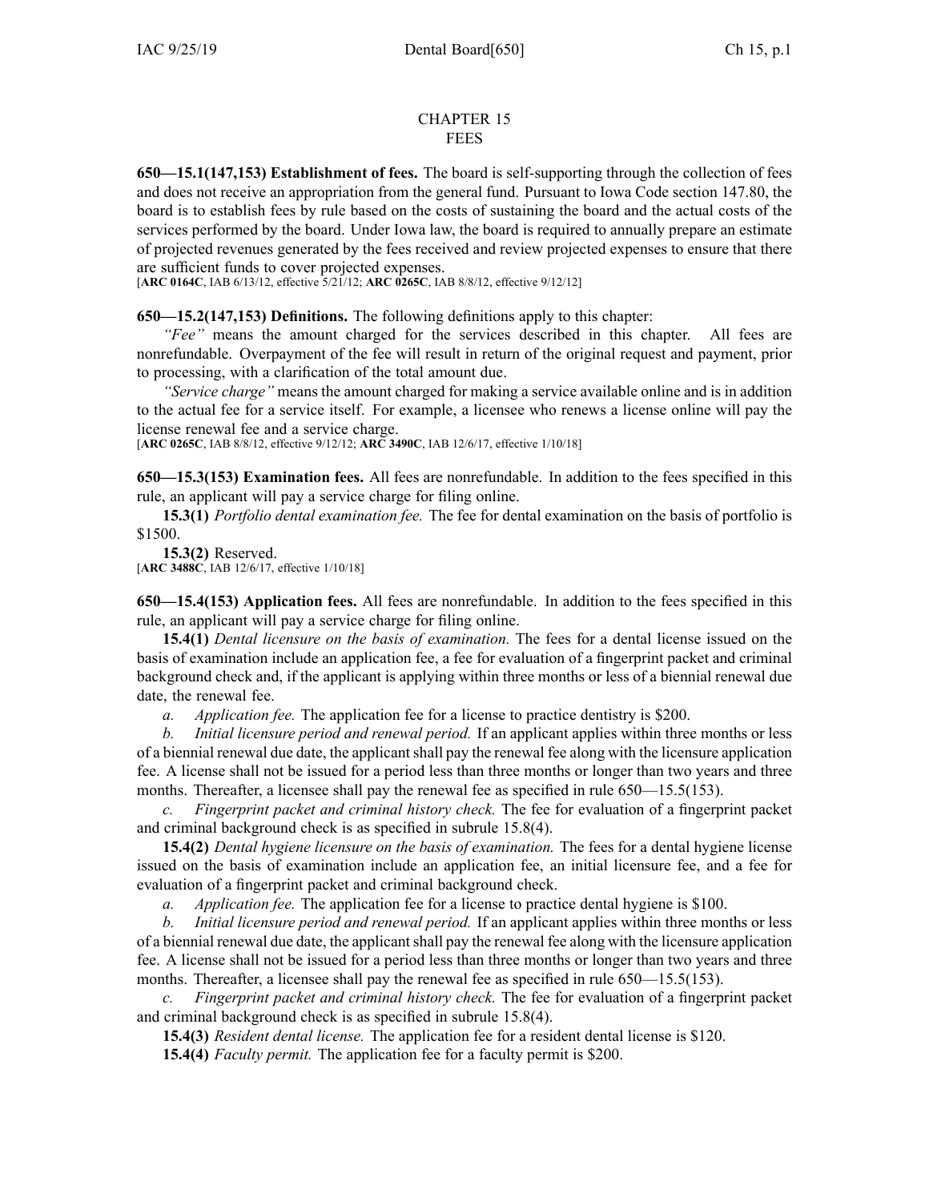# CHAPTER 15
# FEES

**650—15.1(147,153) Establishment of fees.** The board is self-supporting through the collection of fees and does not receive an appropriation from the general fund. Pursuant to Iowa Code section 147.80, the board is to establish fees by rule based on the costs of sustaining the board and the actual costs of the services performed by the board. Under Iowa law, the board is required to annually prepare an estimate of projected revenues generated by the fees received and review projected expenses to ensure that there are sufficient funds to cover projected expenses.
[**ARC 0164C**, IAB 6/13/12, effective 5/21/12; **ARC 0265C**, IAB 8/8/12, effective 9/12/12]

**650—15.2(147,153) Definitions.** The following definitions apply to this chapter:

*"Fee"* means the amount charged for the services described in this chapter. All fees are nonrefundable. Overpayment of the fee will result in return of the original request and payment, prior to processing, with a clarification of the total amount due.

*"Service charge"* means the amount charged for making a service available online and is in addition to the actual fee for a service itself. For example, a licensee who renews a license online will pay the license renewal fee and a service charge.
[**ARC 0265C**, IAB 8/8/12, effective 9/12/12; **ARC 3490C**, IAB 12/6/17, effective 1/10/18]

**650—15.3(153) Examination fees.** All fees are nonrefundable. In addition to the fees specified in this rule, an applicant will pay a service charge for filing online.

**15.3(1)** *Portfolio dental examination fee.* The fee for dental examination on the basis of portfolio is $1500.

**15.3(2)** Reserved.
[**ARC 3488C**, IAB 12/6/17, effective 1/10/18]

**650—15.4(153) Application fees.** All fees are nonrefundable. In addition to the fees specified in this rule, an applicant will pay a service charge for filing online.

**15.4(1)** *Dental licensure on the basis of examination.* The fees for a dental license issued on the basis of examination include an application fee, a fee for evaluation of a fingerprint packet and criminal background check and, if the applicant is applying within three months or less of a biennial renewal due date, the renewal fee.

*a. Application fee.* The application fee for a license to practice dentistry is $200.

*b. Initial licensure period and renewal period.* If an applicant applies within three months or less of a biennial renewal due date, the applicant shall pay the renewal fee along with the licensure application fee. A license shall not be issued for a period less than three months or longer than two years and three months. Thereafter, a licensee shall pay the renewal fee as specified in rule 650—15.5(153).

*c. Fingerprint packet and criminal history check.* The fee for evaluation of a fingerprint packet and criminal background check is as specified in subrule 15.8(4).

**15.4(2)** *Dental hygiene licensure on the basis of examination.* The fees for a dental hygiene license issued on the basis of examination include an application fee, an initial licensure fee, and a fee for evaluation of a fingerprint packet and criminal background check.

*a. Application fee.* The application fee for a license to practice dental hygiene is $100.

*b. Initial licensure period and renewal period.* If an applicant applies within three months or less of a biennial renewal due date, the applicant shall pay the renewal fee along with the licensure application fee. A license shall not be issued for a period less than three months or longer than two years and three months. Thereafter, a licensee shall pay the renewal fee as specified in rule 650—15.5(153).

*c. Fingerprint packet and criminal history check.* The fee for evaluation of a fingerprint packet and criminal background check is as specified in subrule 15.8(4).

**15.4(3)** *Resident dental license.* The application fee for a resident dental license is $120.

**15.4(4)** *Faculty permit.* The application fee for a faculty permit is $200.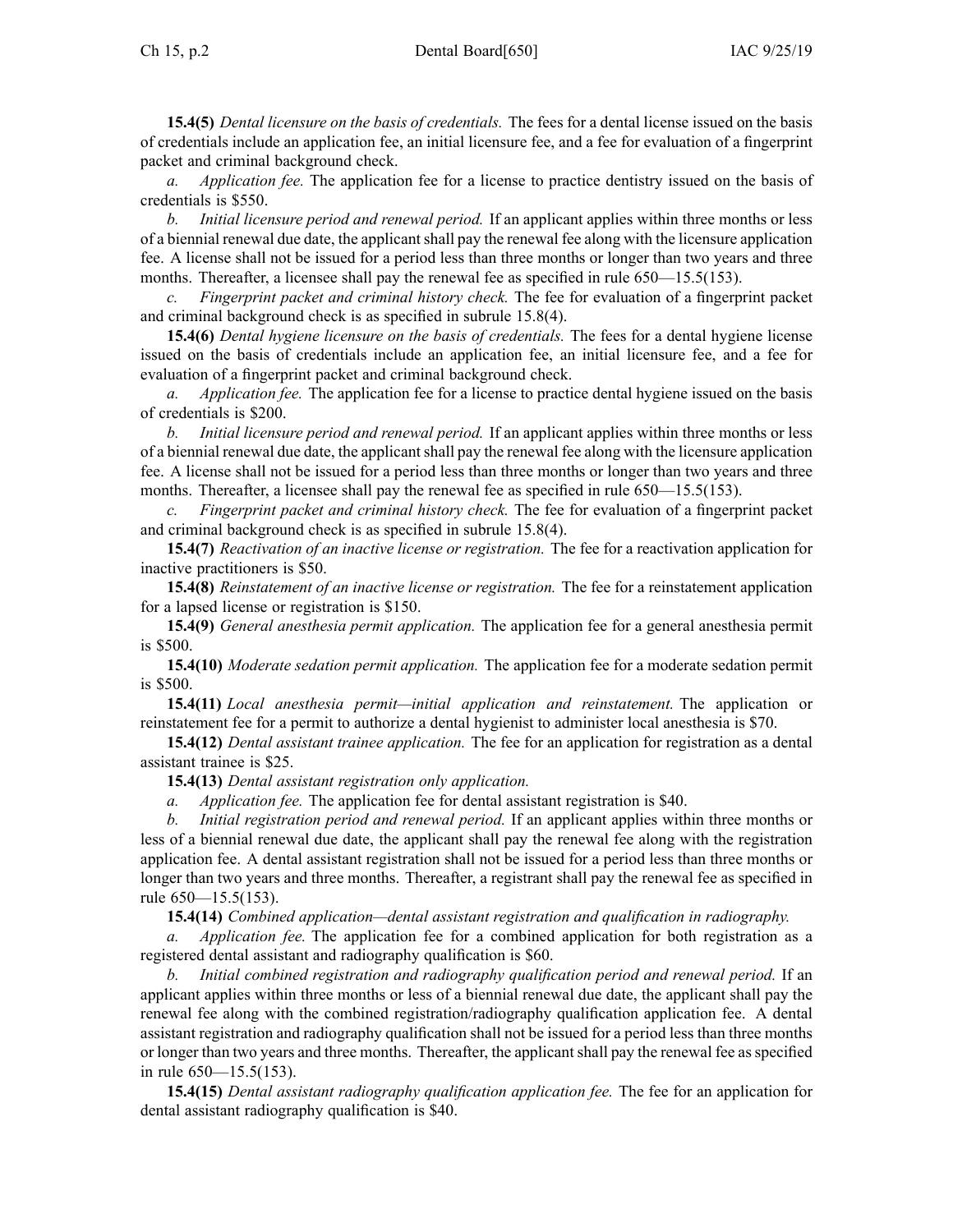**15.4(5)** *Dental licensure on the basis of credentials.* The fees for a dental license issued on the basis of credentials include an application fee, an initial licensure fee, and a fee for evaluation of a fingerprint packet and criminal background check.

*a. Application fee.* The application fee for a license to practice dentistry issued on the basis of credentials is $550.

*b. Initial licensure period and renewal period.* If an applicant applies within three months or less of a biennial renewal due date, the applicant shall pay the renewal fee along with the licensure application fee. A license shall not be issued for a period less than three months or longer than two years and three months. Thereafter, a licensee shall pay the renewal fee as specified in rule 650—15.5(153).

*c. Fingerprint packet and criminal history check.* The fee for evaluation of a fingerprint packet and criminal background check is as specified in subrule 15.8(4).

**15.4(6)** *Dental hygiene licensure on the basis of credentials.* The fees for a dental hygiene license issued on the basis of credentials include an application fee, an initial licensure fee, and a fee for evaluation of a fingerprint packet and criminal background check.

*a. Application fee.* The application fee for a license to practice dental hygiene issued on the basis of credentials is $200.

*b. Initial licensure period and renewal period.* If an applicant applies within three months or less of a biennial renewal due date, the applicant shall pay the renewal fee along with the licensure application fee. A license shall not be issued for a period less than three months or longer than two years and three months. Thereafter, a licensee shall pay the renewal fee as specified in rule 650—15.5(153).

*c. Fingerprint packet and criminal history check.* The fee for evaluation of a fingerprint packet and criminal background check is as specified in subrule 15.8(4).

**15.4(7)** *Reactivation of an inactive license or registration.* The fee for a reactivation application for inactive practitioners is $50.

**15.4(8)** *Reinstatement of an inactive license or registration.* The fee for a reinstatement application for a lapsed license or registration is $150.

**15.4(9)** *General anesthesia permit application.* The application fee for a general anesthesia permit is $500.

**15.4(10)** *Moderate sedation permit application.* The application fee for a moderate sedation permit is $500.

**15.4(11)** *Local anesthesia permit—initial application and reinstatement.* The application or reinstatement fee for a permit to authorize a dental hygienist to administer local anesthesia is $70.

**15.4(12)** *Dental assistant trainee application.* The fee for an application for registration as a dental assistant trainee is $25.

**15.4(13)** *Dental assistant registration only application.*

*a. Application fee.* The application fee for dental assistant registration is $40.

*b. Initial registration period and renewal period.* If an applicant applies within three months or less of a biennial renewal due date, the applicant shall pay the renewal fee along with the registration application fee. A dental assistant registration shall not be issued for a period less than three months or longer than two years and three months. Thereafter, a registrant shall pay the renewal fee as specified in rule 650—15.5(153).

**15.4(14)** *Combined application—dental assistant registration and qualification in radiography.*

*a. Application fee.* The application fee for a combined application for both registration as a registered dental assistant and radiography qualification is $60.

*b. Initial combined registration and radiography qualification period and renewal period.* If an applicant applies within three months or less of a biennial renewal due date, the applicant shall pay the renewal fee along with the combined registration/radiography qualification application fee. A dental assistant registration and radiography qualification shall not be issued for a period less than three months or longer than two years and three months. Thereafter, the applicant shall pay the renewal fee as specified in rule 650—15.5(153).

**15.4(15)** *Dental assistant radiography qualification application fee.* The fee for an application for dental assistant radiography qualification is $40.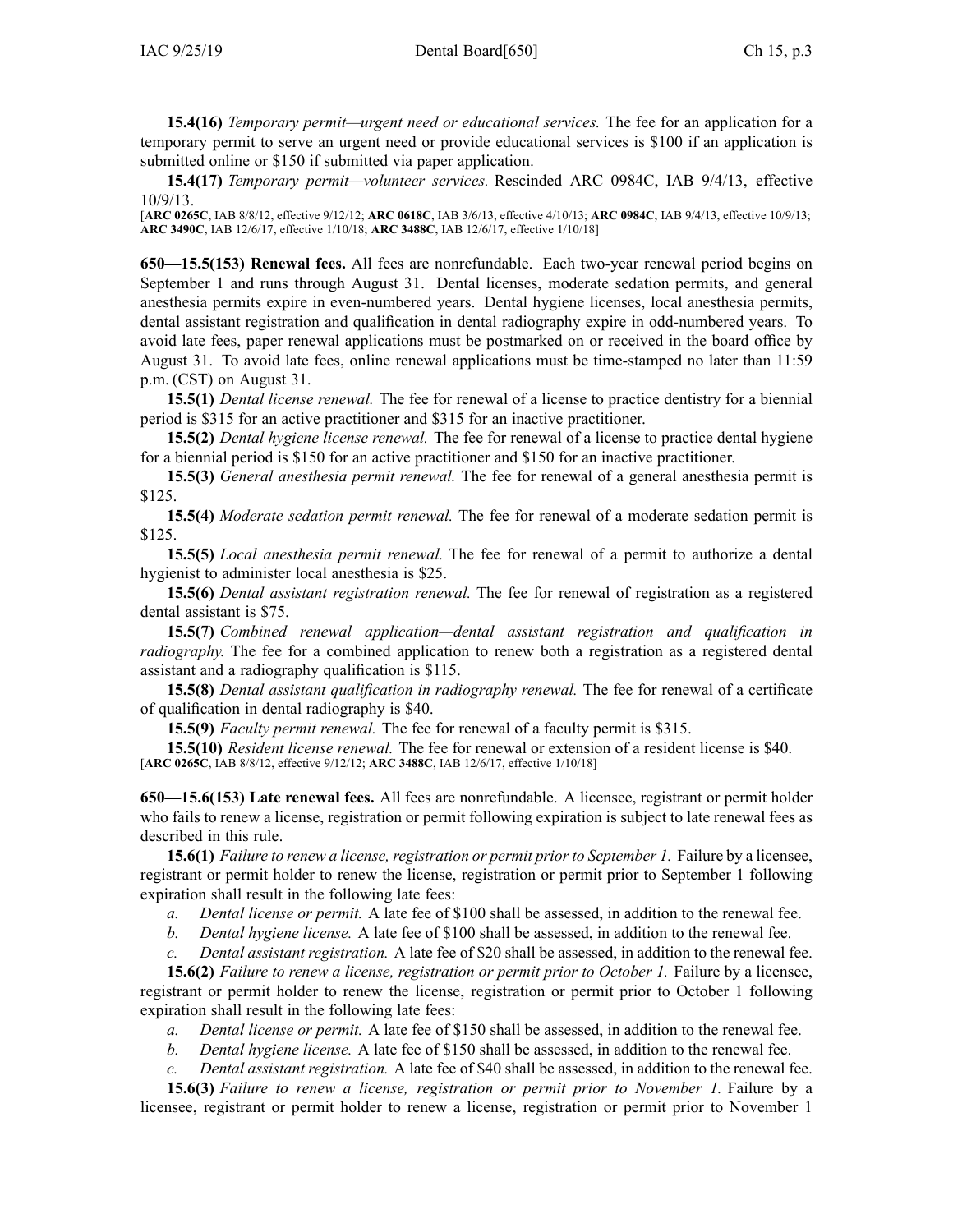**15.4(16)** *Temporary permit—urgent need or educational services.* The fee for an application for a temporary permit to serve an urgent need or provide educational services is $100 if an application is submitted online or $150 if submitted via paper application.

**15.4(17)** *Temporary permit—volunteer services.* Rescinded ARC 0984C, IAB 9/4/13, effective 10/9/13.

[**ARC 0265C**, IAB 8/8/12, effective 9/12/12; **ARC 0618C**, IAB 3/6/13, effective 4/10/13; **ARC 0984C**, IAB 9/4/13, effective 10/9/13; **ARC 3490C**, IAB 12/6/17, effective 1/10/18; **ARC 3488C**, IAB 12/6/17, effective 1/10/18]

**650—15.5(153) Renewal fees.** All fees are nonrefundable. Each two-year renewal period begins on September 1 and runs through August 31. Dental licenses, moderate sedation permits, and general anesthesia permits expire in even-numbered years. Dental hygiene licenses, local anesthesia permits, dental assistant registration and qualification in dental radiography expire in odd-numbered years. To avoid late fees, paper renewal applications must be postmarked on or received in the board office by August 31. To avoid late fees, online renewal applications must be time-stamped no later than 11:59 p.m. (CST) on August 31.

**15.5(1)** *Dental license renewal.* The fee for renewal of a license to practice dentistry for a biennial period is $315 for an active practitioner and $315 for an inactive practitioner.

**15.5(2)** *Dental hygiene license renewal.* The fee for renewal of a license to practice dental hygiene for a biennial period is $150 for an active practitioner and $150 for an inactive practitioner.

**15.5(3)** *General anesthesia permit renewal.* The fee for renewal of a general anesthesia permit is $125.

**15.5(4)** *Moderate sedation permit renewal.* The fee for renewal of a moderate sedation permit is $125.

**15.5(5)** *Local anesthesia permit renewal.* The fee for renewal of a permit to authorize a dental hygienist to administer local anesthesia is $25.

**15.5(6)** *Dental assistant registration renewal.* The fee for renewal of registration as a registered dental assistant is $75.

**15.5(7)** *Combined renewal application—dental assistant registration and qualification in radiography.* The fee for a combined application to renew both a registration as a registered dental assistant and a radiography qualification is $115.

**15.5(8)** *Dental assistant qualification in radiography renewal.* The fee for renewal of a certificate of qualification in dental radiography is $40.

**15.5(9)** *Faculty permit renewal.* The fee for renewal of a faculty permit is $315.

**15.5(10)** *Resident license renewal.* The fee for renewal or extension of a resident license is $40.

[**ARC 0265C**, IAB 8/8/12, effective 9/12/12; **ARC 3488C**, IAB 12/6/17, effective 1/10/18]

**650—15.6(153) Late renewal fees.** All fees are nonrefundable. A licensee, registrant or permit holder who fails to renew a license, registration or permit following expiration is subject to late renewal fees as described in this rule.

**15.6(1)** *Failure to renew a license, registration or permit prior to September 1.* Failure by a licensee, registrant or permit holder to renew the license, registration or permit prior to September 1 following expiration shall result in the following late fees:

*a.* *Dental license or permit.* A late fee of $100 shall be assessed, in addition to the renewal fee.

*b.* *Dental hygiene license.* A late fee of $100 shall be assessed, in addition to the renewal fee.

*c.* *Dental assistant registration.* A late fee of $20 shall be assessed, in addition to the renewal fee.

**15.6(2)** *Failure to renew a license, registration or permit prior to October 1.* Failure by a licensee, registrant or permit holder to renew the license, registration or permit prior to October 1 following expiration shall result in the following late fees:

*a.* *Dental license or permit.* A late fee of $150 shall be assessed, in addition to the renewal fee.

*b.* *Dental hygiene license.* A late fee of $150 shall be assessed, in addition to the renewal fee.

*c.* *Dental assistant registration.* A late fee of $40 shall be assessed, in addition to the renewal fee.

**15.6(3)** *Failure to renew a license, registration or permit prior to November 1.* Failure by a licensee, registrant or permit holder to renew a license, registration or permit prior to November 1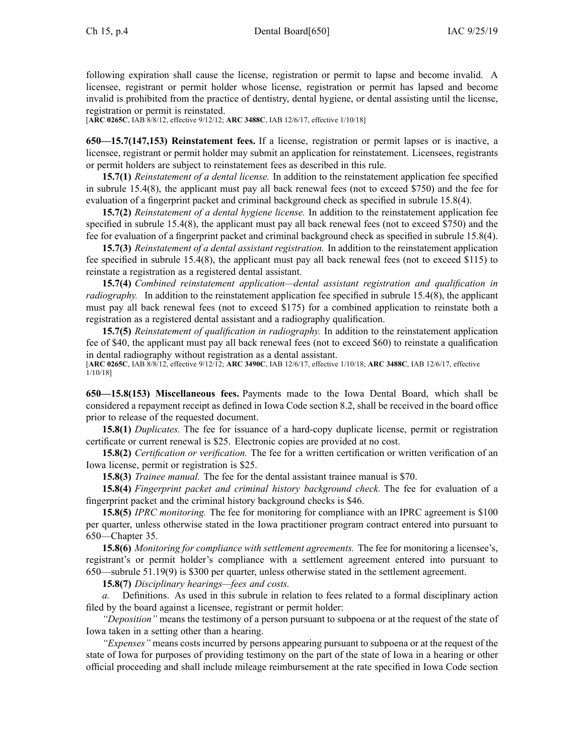following expiration shall cause the license, registration or permit to lapse and become invalid. A licensee, registrant or permit holder whose license, registration or permit has lapsed and become invalid is prohibited from the practice of dentistry, dental hygiene, or dental assisting until the license, registration or permit is reinstated.

[**ARC 0265C**, IAB 8/8/12, effective 9/12/12; **ARC 3488C**, IAB 12/6/17, effective 1/10/18]

**650—15.7(147,153) Reinstatement fees.** If a license, registration or permit lapses or is inactive, a licensee, registrant or permit holder may submit an application for reinstatement. Licensees, registrants or permit holders are subject to reinstatement fees as described in this rule.

**15.7(1)** *Reinstatement of a dental license.* In addition to the reinstatement application fee specified in subrule 15.4(8), the applicant must pay all back renewal fees (not to exceed $750) and the fee for evaluation of a fingerprint packet and criminal background check as specified in subrule 15.8(4).

**15.7(2)** *Reinstatement of a dental hygiene license.* In addition to the reinstatement application fee specified in subrule 15.4(8), the applicant must pay all back renewal fees (not to exceed $750) and the fee for evaluation of a fingerprint packet and criminal background check as specified in subrule 15.8(4).

**15.7(3)** *Reinstatement of a dental assistant registration.* In addition to the reinstatement application fee specified in subrule 15.4(8), the applicant must pay all back renewal fees (not to exceed $115) to reinstate a registration as a registered dental assistant.

**15.7(4)** *Combined reinstatement application—dental assistant registration and qualification in radiography.* In addition to the reinstatement application fee specified in subrule 15.4(8), the applicant must pay all back renewal fees (not to exceed $175) for a combined application to reinstate both a registration as a registered dental assistant and a radiography qualification.

**15.7(5)** *Reinstatement of qualification in radiography.* In addition to the reinstatement application fee of $40, the applicant must pay all back renewal fees (not to exceed $60) to reinstate a qualification in dental radiography without registration as a dental assistant.

[**ARC 0265C**, IAB 8/8/12, effective 9/12/12; **ARC 3490C**, IAB 12/6/17, effective 1/10/18; **ARC 3488C**, IAB 12/6/17, effective 1/10/18]

**650—15.8(153) Miscellaneous fees.** Payments made to the Iowa Dental Board, which shall be considered a repayment receipt as defined in Iowa Code section 8.2, shall be received in the board office prior to release of the requested document.

**15.8(1)** *Duplicates.* The fee for issuance of a hard-copy duplicate license, permit or registration certificate or current renewal is $25. Electronic copies are provided at no cost.

**15.8(2)** *Certification or verification.* The fee for a written certification or written verification of an Iowa license, permit or registration is $25.

**15.8(3)** *Trainee manual.* The fee for the dental assistant trainee manual is $70.

**15.8(4)** *Fingerprint packet and criminal history background check.* The fee for evaluation of a fingerprint packet and the criminal history background checks is $46.

**15.8(5)** *IPRC monitoring.* The fee for monitoring for compliance with an IPRC agreement is $100 per quarter, unless otherwise stated in the Iowa practitioner program contract entered into pursuant to 650—Chapter 35.

**15.8(6)** *Monitoring for compliance with settlement agreements.* The fee for monitoring a licensee's, registrant's or permit holder's compliance with a settlement agreement entered into pursuant to 650—subrule 51.19(9) is $300 per quarter, unless otherwise stated in the settlement agreement.

**15.8(7)** *Disciplinary hearings—fees and costs.*

*a.* Definitions. As used in this subrule in relation to fees related to a formal disciplinary action filed by the board against a licensee, registrant or permit holder:

*"Deposition"* means the testimony of a person pursuant to subpoena or at the request of the state of Iowa taken in a setting other than a hearing.

*"Expenses"* means costs incurred by persons appearing pursuant to subpoena or at the request of the state of Iowa for purposes of providing testimony on the part of the state of Iowa in a hearing or other official proceeding and shall include mileage reimbursement at the rate specified in Iowa Code section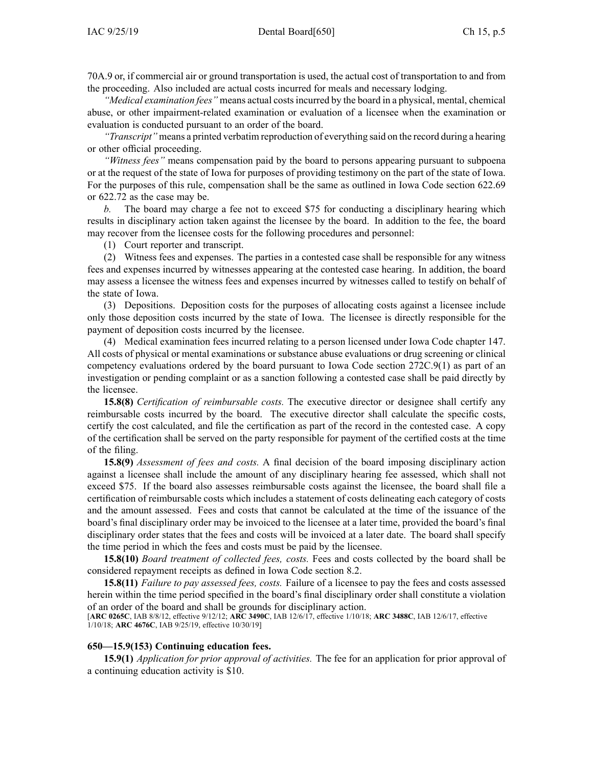70A.9 or, if commercial air or ground transportation is used, the actual cost of transportation to and from the proceeding. Also included are actual costs incurred for meals and necessary lodging.

*"Medical examination fees"* means actual costs incurred by the board in a physical, mental, chemical abuse, or other impairment-related examination or evaluation of a licensee when the examination or evaluation is conducted pursuant to an order of the board.

*"Transcript"* means a printed verbatim reproduction of everything said on the record during a hearing or other official proceeding.

*"Witness fees"* means compensation paid by the board to persons appearing pursuant to subpoena or at the request of the state of Iowa for purposes of providing testimony on the part of the state of Iowa. For the purposes of this rule, compensation shall be the same as outlined in Iowa Code section 622.69 or 622.72 as the case may be.

*b.* The board may charge a fee not to exceed $75 for conducting a disciplinary hearing which results in disciplinary action taken against the licensee by the board. In addition to the fee, the board may recover from the licensee costs for the following procedures and personnel:

(1) Court reporter and transcript.

(2) Witness fees and expenses. The parties in a contested case shall be responsible for any witness fees and expenses incurred by witnesses appearing at the contested case hearing. In addition, the board may assess a licensee the witness fees and expenses incurred by witnesses called to testify on behalf of the state of Iowa.

(3) Depositions. Deposition costs for the purposes of allocating costs against a licensee include only those deposition costs incurred by the state of Iowa. The licensee is directly responsible for the payment of deposition costs incurred by the licensee.

(4) Medical examination fees incurred relating to a person licensed under Iowa Code chapter 147. All costs of physical or mental examinations or substance abuse evaluations or drug screening or clinical competency evaluations ordered by the board pursuant to Iowa Code section 272C.9(1) as part of an investigation or pending complaint or as a sanction following a contested case shall be paid directly by the licensee.

**15.8(8)** *Certification of reimbursable costs.* The executive director or designee shall certify any reimbursable costs incurred by the board. The executive director shall calculate the specific costs, certify the cost calculated, and file the certification as part of the record in the contested case. A copy of the certification shall be served on the party responsible for payment of the certified costs at the time of the filing.

**15.8(9)** *Assessment of fees and costs.* A final decision of the board imposing disciplinary action against a licensee shall include the amount of any disciplinary hearing fee assessed, which shall not exceed $75. If the board also assesses reimbursable costs against the licensee, the board shall file a certification of reimbursable costs which includes a statement of costs delineating each category of costs and the amount assessed. Fees and costs that cannot be calculated at the time of the issuance of the board's final disciplinary order may be invoiced to the licensee at a later time, provided the board's final disciplinary order states that the fees and costs will be invoiced at a later date. The board shall specify the time period in which the fees and costs must be paid by the licensee.

**15.8(10)** *Board treatment of collected fees, costs.* Fees and costs collected by the board shall be considered repayment receipts as defined in Iowa Code section 8.2.

**15.8(11)** *Failure to pay assessed fees, costs.* Failure of a licensee to pay the fees and costs assessed herein within the time period specified in the board's final disciplinary order shall constitute a violation of an order of the board and shall be grounds for disciplinary action.

[**ARC 0265C**, IAB 8/8/12, effective 9/12/12; **ARC 3490C**, IAB 12/6/17, effective 1/10/18; **ARC 3488C**, IAB 12/6/17, effective 1/10/18; **ARC 4676C**, IAB 9/25/19, effective 10/30/19]

**650—15.9(153) Continuing education fees.**

**15.9(1)** *Application for prior approval of activities.* The fee for an application for prior approval of a continuing education activity is $10.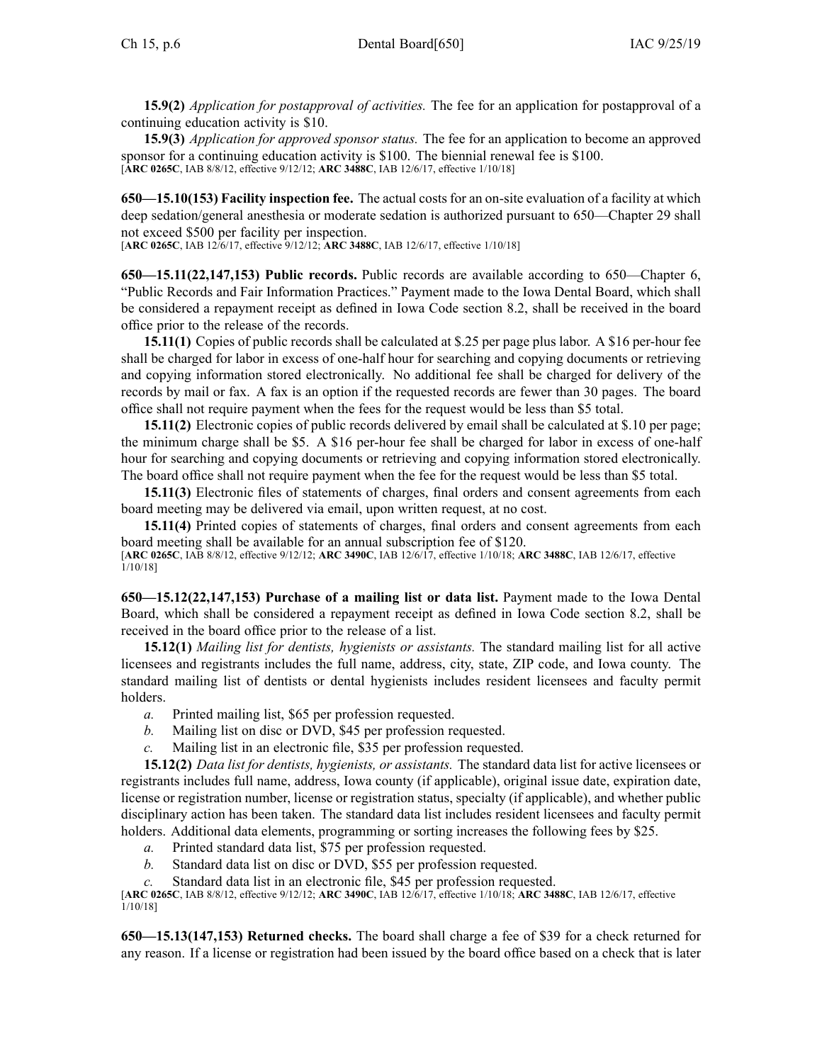**15.9(2)** *Application for postapproval of activities.* The fee for an application for postapproval of a continuing education activity is $10.

**15.9(3)** *Application for approved sponsor status.* The fee for an application to become an approved sponsor for a continuing education activity is $100. The biennial renewal fee is $100.
[**ARC 0265C**, IAB 8/8/12, effective 9/12/12; **ARC 3488C**, IAB 12/6/17, effective 1/10/18]

**650—15.10(153) Facility inspection fee.** The actual costs for an on-site evaluation of a facility at which deep sedation/general anesthesia or moderate sedation is authorized pursuant to 650—Chapter 29 shall not exceed $500 per facility per inspection.
[**ARC 0265C**, IAB 12/6/17, effective 9/12/12; **ARC 3488C**, IAB 12/6/17, effective 1/10/18]

**650—15.11(22,147,153) Public records.** Public records are available according to 650—Chapter 6, "Public Records and Fair Information Practices." Payment made to the Iowa Dental Board, which shall be considered a repayment receipt as defined in Iowa Code section 8.2, shall be received in the board office prior to the release of the records.

**15.11(1)** Copies of public records shall be calculated at $.25 per page plus labor. A $16 per-hour fee shall be charged for labor in excess of one-half hour for searching and copying documents or retrieving and copying information stored electronically. No additional fee shall be charged for delivery of the records by mail or fax. A fax is an option if the requested records are fewer than 30 pages. The board office shall not require payment when the fees for the request would be less than $5 total.

**15.11(2)** Electronic copies of public records delivered by email shall be calculated at $.10 per page; the minimum charge shall be $5. A $16 per-hour fee shall be charged for labor in excess of one-half hour for searching and copying documents or retrieving and copying information stored electronically. The board office shall not require payment when the fee for the request would be less than $5 total.

**15.11(3)** Electronic files of statements of charges, final orders and consent agreements from each board meeting may be delivered via email, upon written request, at no cost.

**15.11(4)** Printed copies of statements of charges, final orders and consent agreements from each board meeting shall be available for an annual subscription fee of $120.
[**ARC 0265C**, IAB 8/8/12, effective 9/12/12; **ARC 3490C**, IAB 12/6/17, effective 1/10/18; **ARC 3488C**, IAB 12/6/17, effective 1/10/18]

**650—15.12(22,147,153) Purchase of a mailing list or data list.** Payment made to the Iowa Dental Board, which shall be considered a repayment receipt as defined in Iowa Code section 8.2, shall be received in the board office prior to the release of a list.

**15.12(1)** *Mailing list for dentists, hygienists or assistants.* The standard mailing list for all active licensees and registrants includes the full name, address, city, state, ZIP code, and Iowa county. The standard mailing list of dentists or dental hygienists includes resident licensees and faculty permit holders.

*a.* Printed mailing list, $65 per profession requested.

*b.* Mailing list on disc or DVD, $45 per profession requested.

*c.* Mailing list in an electronic file, $35 per profession requested.

**15.12(2)** *Data list for dentists, hygienists, or assistants.* The standard data list for active licensees or registrants includes full name, address, Iowa county (if applicable), original issue date, expiration date, license or registration number, license or registration status, specialty (if applicable), and whether public disciplinary action has been taken. The standard data list includes resident licensees and faculty permit holders. Additional data elements, programming or sorting increases the following fees by $25.

*a.* Printed standard data list, $75 per profession requested.

*b.* Standard data list on disc or DVD, $55 per profession requested.

*c.* Standard data list in an electronic file, $45 per profession requested.
[**ARC 0265C**, IAB 8/8/12, effective 9/12/12; **ARC 3490C**, IAB 12/6/17, effective 1/10/18; **ARC 3488C**, IAB 12/6/17, effective 1/10/18]

**650—15.13(147,153) Returned checks.** The board shall charge a fee of $39 for a check returned for any reason. If a license or registration had been issued by the board office based on a check that is later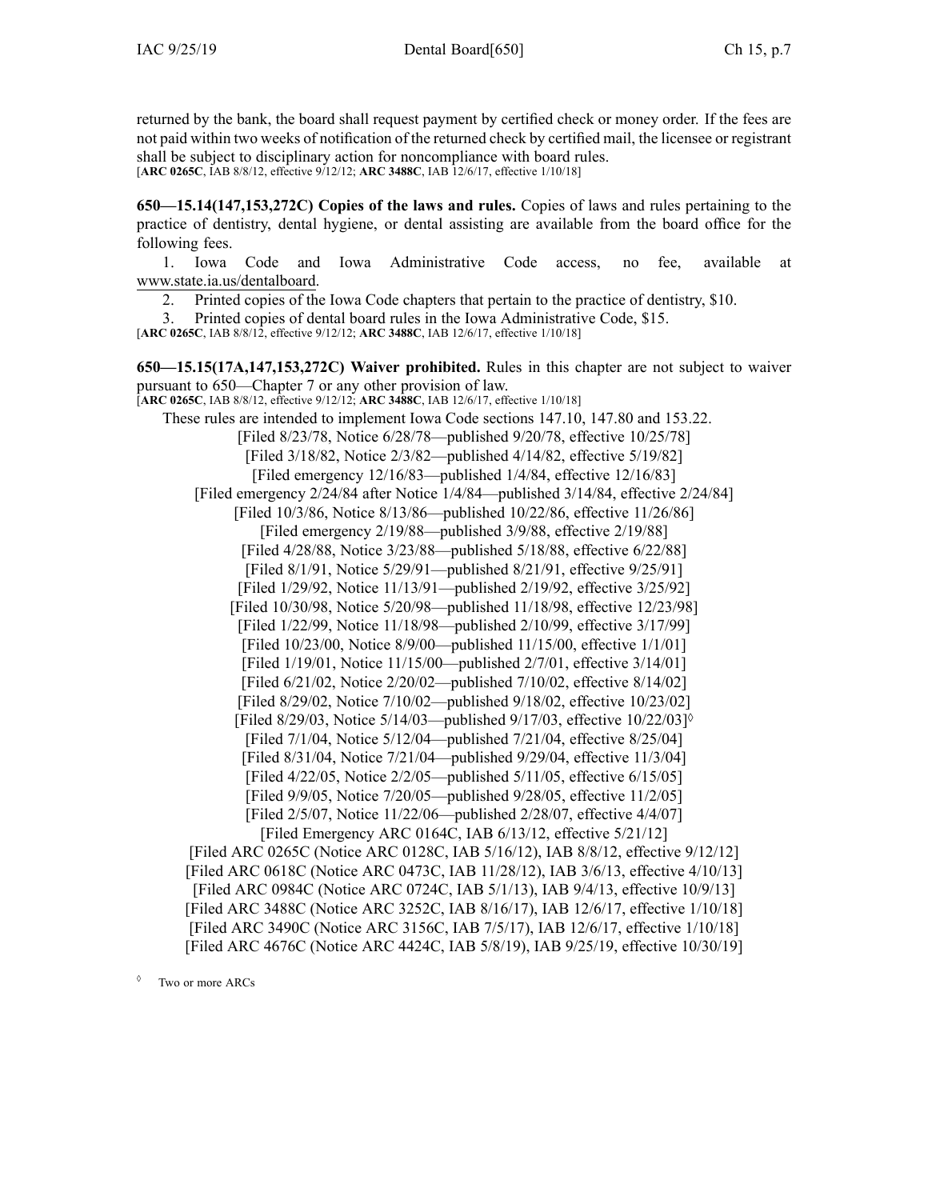returned by the bank, the board shall request payment by certified check or money order. If the fees are not paid within two weeks of notification of the returned check by certified mail, the licensee or registrant shall be subject to disciplinary action for noncompliance with board rules.
[**ARC 0265C**, IAB 8/8/12, effective 9/12/12; **ARC 3488C**, IAB 12/6/17, effective 1/10/18]

**650—15.14(147,153,272C) Copies of the laws and rules.** Copies of laws and rules pertaining to the practice of dentistry, dental hygiene, or dental assisting are available from the board office for the following fees.

1. Iowa Code and Iowa Administrative Code access, no fee, available at www.state.ia.us/dentalboard.
2. Printed copies of the Iowa Code chapters that pertain to the practice of dentistry, $10.
3. Printed copies of dental board rules in the Iowa Administrative Code, $15.

[**ARC 0265C**, IAB 8/8/12, effective 9/12/12; **ARC 3488C**, IAB 12/6/17, effective 1/10/18]

**650—15.15(17A,147,153,272C) Waiver prohibited.** Rules in this chapter are not subject to waiver pursuant to 650—Chapter 7 or any other provision of law.
[**ARC 0265C**, IAB 8/8/12, effective 9/12/12; **ARC 3488C**, IAB 12/6/17, effective 1/10/18]

These rules are intended to implement Iowa Code sections 147.10, 147.80 and 153.22.

[Filed 8/23/78, Notice 6/28/78—published 9/20/78, effective 10/25/78]
[Filed 3/18/82, Notice 2/3/82—published 4/14/82, effective 5/19/82]
[Filed emergency 12/16/83—published 1/4/84, effective 12/16/83]
[Filed emergency 2/24/84 after Notice 1/4/84—published 3/14/84, effective 2/24/84]
[Filed 10/3/86, Notice 8/13/86—published 10/22/86, effective 11/26/86]
[Filed emergency 2/19/88—published 3/9/88, effective 2/19/88]
[Filed 4/28/88, Notice 3/23/88—published 5/18/88, effective 6/22/88]
[Filed 8/1/91, Notice 5/29/91—published 8/21/91, effective 9/25/91]
[Filed 1/29/92, Notice 11/13/91—published 2/19/92, effective 3/25/92]
[Filed 10/30/98, Notice 5/20/98—published 11/18/98, effective 12/23/98]
[Filed 1/22/99, Notice 11/18/98—published 2/10/99, effective 3/17/99]
[Filed 10/23/00, Notice 8/9/00—published 11/15/00, effective 1/1/01]
[Filed 1/19/01, Notice 11/15/00—published 2/7/01, effective 3/14/01]
[Filed 6/21/02, Notice 2/20/02—published 7/10/02, effective 8/14/02]
[Filed 8/29/02, Notice 7/10/02—published 9/18/02, effective 10/23/02]
[Filed 8/29/03, Notice 5/14/03—published 9/17/03, effective 10/22/03]◊
[Filed 7/1/04, Notice 5/12/04—published 7/21/04, effective 8/25/04]
[Filed 8/31/04, Notice 7/21/04—published 9/29/04, effective 11/3/04]
[Filed 4/22/05, Notice 2/2/05—published 5/11/05, effective 6/15/05]
[Filed 9/9/05, Notice 7/20/05—published 9/28/05, effective 11/2/05]
[Filed 2/5/07, Notice 11/22/06—published 2/28/07, effective 4/4/07]
[Filed Emergency ARC 0164C, IAB 6/13/12, effective 5/21/12]
[Filed ARC 0265C (Notice ARC 0128C, IAB 5/16/12), IAB 8/8/12, effective 9/12/12]
[Filed ARC 0618C (Notice ARC 0473C, IAB 11/28/12), IAB 3/6/13, effective 4/10/13]
[Filed ARC 0984C (Notice ARC 0724C, IAB 5/1/13), IAB 9/4/13, effective 10/9/13]
[Filed ARC 3488C (Notice ARC 3252C, IAB 8/16/17), IAB 12/6/17, effective 1/10/18]
[Filed ARC 3490C (Notice ARC 3156C, IAB 7/5/17), IAB 12/6/17, effective 1/10/18]
[Filed ARC 4676C (Notice ARC 4424C, IAB 5/8/19), IAB 9/25/19, effective 10/30/19]

◊ Two or more ARCs